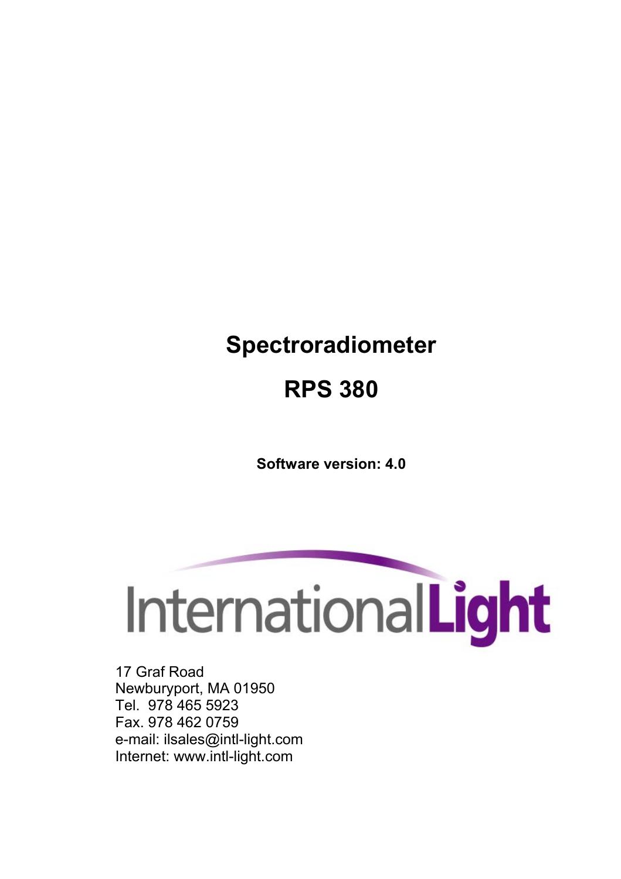# Spectroradiometer

# RPS 380

**Software version: 4.0**

InternationalLight

17 Graf Road
Newburyport, MA 01950
Tel. 978 465 5923
Fax. 978 462 0759
e-mail: ilsales@intl-light.com
Internet: www.intl-light.com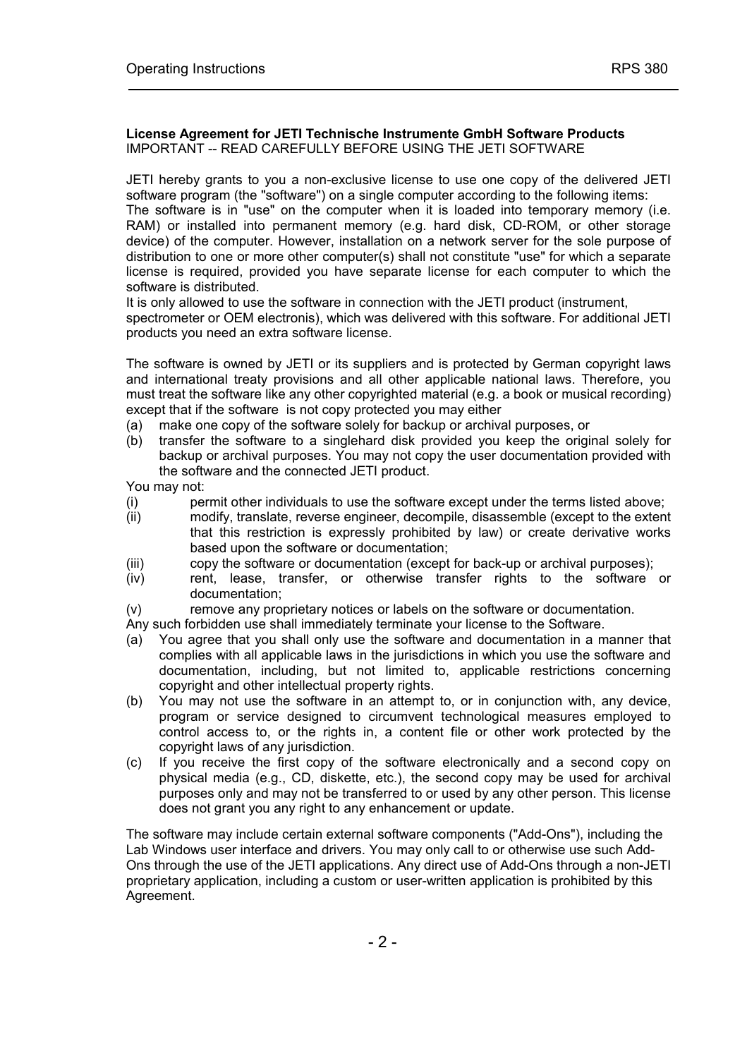**License Agreement for JETI Technische Instrumente GmbH Software Products**
IMPORTANT -- READ CAREFULLY BEFORE USING THE JETI SOFTWARE

JETI hereby grants to you a non-exclusive license to use one copy of the delivered JETI software program (the "software") on a single computer according to the following items:
The software is in "use" on the computer when it is loaded into temporary memory (i.e. RAM) or installed into permanent memory (e.g. hard disk, CD-ROM, or other storage device) of the computer. However, installation on a network server for the sole purpose of distribution to one or more other computer(s) shall not constitute "use" for which a separate license is required, provided you have separate license for each computer to which the software is distributed.
It is only allowed to use the software in connection with the JETI product (instrument, spectrometer or OEM electronis), which was delivered with this software. For additional JETI products you need an extra software license.

The software is owned by JETI or its suppliers and is protected by German copyright laws and international treaty provisions and all other applicable national laws. Therefore, you must treat the software like any other copyrighted material (e.g. a book or musical recording) except that if the software is not copy protected you may either

(a) make one copy of the software solely for backup or archival purposes, or
(b) transfer the software to a singlehard disk provided you keep the original solely for backup or archival purposes. You may not copy the user documentation provided with the software and the connected JETI product.

You may not:

(i) permit other individuals to use the software except under the terms listed above;
(ii) modify, translate, reverse engineer, decompile, disassemble (except to the extent that this restriction is expressly prohibited by law) or create derivative works based upon the software or documentation;
(iii) copy the software or documentation (except for back-up or archival purposes);
(iv) rent, lease, transfer, or otherwise transfer rights to the software or documentation;
(v) remove any proprietary notices or labels on the software or documentation.

Any such forbidden use shall immediately terminate your license to the Software.

(a) You agree that you shall only use the software and documentation in a manner that complies with all applicable laws in the jurisdictions in which you use the software and documentation, including, but not limited to, applicable restrictions concerning copyright and other intellectual property rights.
(b) You may not use the software in an attempt to, or in conjunction with, any device, program or service designed to circumvent technological measures employed to control access to, or the rights in, a content file or other work protected by the copyright laws of any jurisdiction.
(c) If you receive the first copy of the software electronically and a second copy on physical media (e.g., CD, diskette, etc.), the second copy may be used for archival purposes only and may not be transferred to or used by any other person. This license does not grant you any right to any enhancement or update.

The software may include certain external software components ("Add-Ons"), including the Lab Windows user interface and drivers. You may only call to or otherwise use such Add-Ons through the use of the JETI applications. Any direct use of Add-Ons through a non-JETI proprietary application, including a custom or user-written application is prohibited by this Agreement.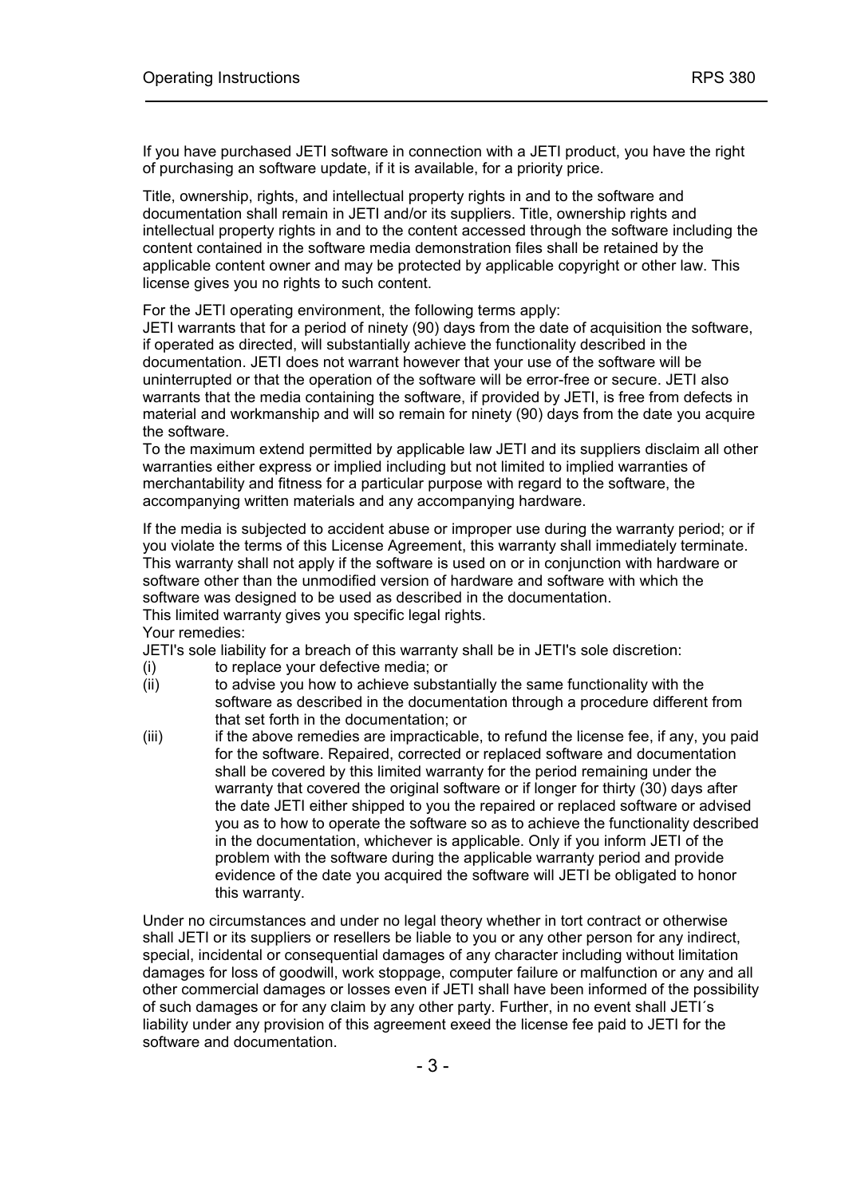If you have purchased JETI software in connection with a JETI product, you have the right of purchasing an software update, if it is available, for a priority price.

Title, ownership, rights, and intellectual property rights in and to the software and documentation shall remain in JETI and/or its suppliers. Title, ownership rights and intellectual property rights in and to the content accessed through the software including the content contained in the software media demonstration files shall be retained by the applicable content owner and may be protected by applicable copyright or other law. This license gives you no rights to such content.

For the JETI operating environment, the following terms apply:
JETI warrants that for a period of ninety (90) days from the date of acquisition the software, if operated as directed, will substantially achieve the functionality described in the documentation. JETI does not warrant however that your use of the software will be uninterrupted or that the operation of the software will be error-free or secure. JETI also warrants that the media containing the software, if provided by JETI, is free from defects in material and workmanship and will so remain for ninety (90) days from the date you acquire the software.
To the maximum extend permitted by applicable law JETI and its suppliers disclaim all other warranties either express or implied including but not limited to implied warranties of merchantability and fitness for a particular purpose with regard to the software, the accompanying written materials and any accompanying hardware.

If the media is subjected to accident abuse or improper use during the warranty period; or if you violate the terms of this License Agreement, this warranty shall immediately terminate. This warranty shall not apply if the software is used on or in conjunction with hardware or software other than the unmodified version of hardware and software with which the software was designed to be used as described in the documentation.
This limited warranty gives you specific legal rights.
Your remedies:
JETI's sole liability for a breach of this warranty shall be in JETI's sole discretion:

(i) to replace your defective media; or
(ii) to advise you how to achieve substantially the same functionality with the software as described in the documentation through a procedure different from that set forth in the documentation; or
(iii) if the above remedies are impracticable, to refund the license fee, if any, you paid for the software. Repaired, corrected or replaced software and documentation shall be covered by this limited warranty for the period remaining under the warranty that covered the original software or if longer for thirty (30) days after the date JETI either shipped to you the repaired or replaced software or advised you as to how to operate the software so as to achieve the functionality described in the documentation, whichever is applicable. Only if you inform JETI of the problem with the software during the applicable warranty period and provide evidence of the date you acquired the software will JETI be obligated to honor this warranty.

Under no circumstances and under no legal theory whether in tort contract or otherwise shall JETI or its suppliers or resellers be liable to you or any other person for any indirect, special, incidental or consequential damages of any character including without limitation damages for loss of goodwill, work stoppage, computer failure or malfunction or any and all other commercial damages or losses even if JETI shall have been informed of the possibility of such damages or for any claim by any other party. Further, in no event shall JETI´s liability under any provision of this agreement exeed the license fee paid to JETI for the software and documentation.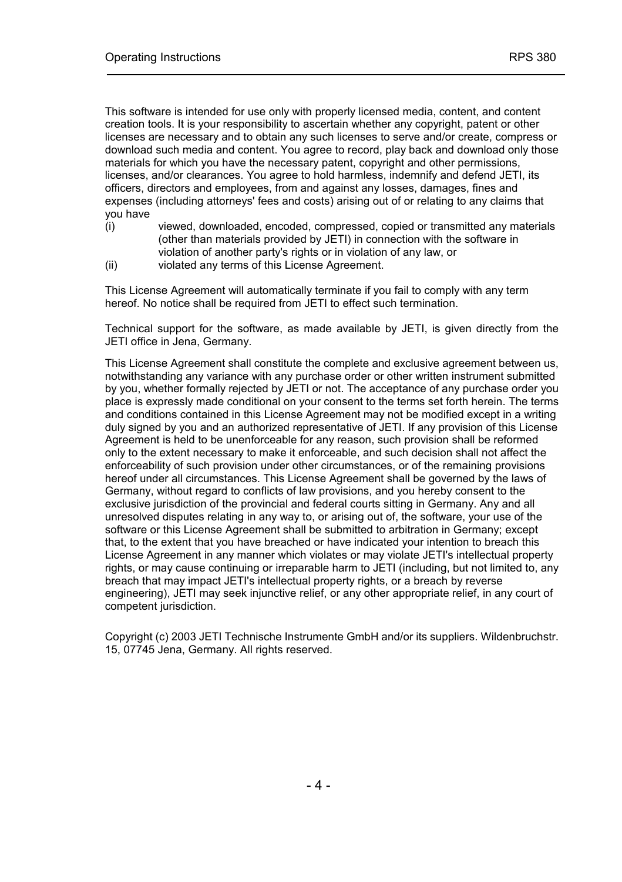This software is intended for use only with properly licensed media, content, and content creation tools. It is your responsibility to ascertain whether any copyright, patent or other licenses are necessary and to obtain any such licenses to serve and/or create, compress or download such media and content. You agree to record, play back and download only those materials for which you have the necessary patent, copyright and other permissions, licenses, and/or clearances. You agree to hold harmless, indemnify and defend JETI, its officers, directors and employees, from and against any losses, damages, fines and expenses (including attorneys' fees and costs) arising out of or relating to any claims that you have

(i) viewed, downloaded, encoded, compressed, copied or transmitted any materials (other than materials provided by JETI) in connection with the software in violation of another party's rights or in violation of any law, or

(ii) violated any terms of this License Agreement.

This License Agreement will automatically terminate if you fail to comply with any term hereof. No notice shall be required from JETI to effect such termination.

Technical support for the software, as made available by JETI, is given directly from the JETI office in Jena, Germany.

This License Agreement shall constitute the complete and exclusive agreement between us, notwithstanding any variance with any purchase order or other written instrument submitted by you, whether formally rejected by JETI or not. The acceptance of any purchase order you place is expressly made conditional on your consent to the terms set forth herein. The terms and conditions contained in this License Agreement may not be modified except in a writing duly signed by you and an authorized representative of JETI. If any provision of this License Agreement is held to be unenforceable for any reason, such provision shall be reformed only to the extent necessary to make it enforceable, and such decision shall not affect the enforceability of such provision under other circumstances, or of the remaining provisions hereof under all circumstances. This License Agreement shall be governed by the laws of Germany, without regard to conflicts of law provisions, and you hereby consent to the exclusive jurisdiction of the provincial and federal courts sitting in Germany. Any and all unresolved disputes relating in any way to, or arising out of, the software, your use of the software or this License Agreement shall be submitted to arbitration in Germany; except that, to the extent that you have breached or have indicated your intention to breach this License Agreement in any manner which violates or may violate JETI's intellectual property rights, or may cause continuing or irreparable harm to JETI (including, but not limited to, any breach that may impact JETI's intellectual property rights, or a breach by reverse engineering), JETI may seek injunctive relief, or any other appropriate relief, in any court of competent jurisdiction.

Copyright (c) 2003 JETI Technische Instrumente GmbH and/or its suppliers. Wildenbruchstr. 15, 07745 Jena, Germany. All rights reserved.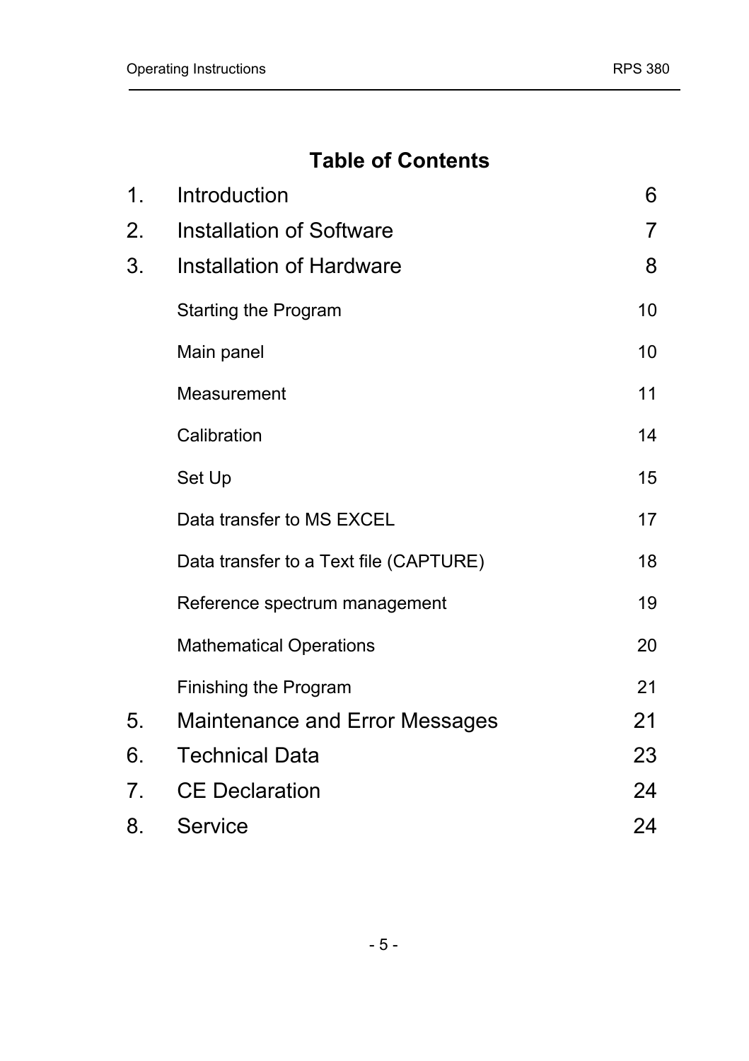# Table of Contents

| | | |
|---|---|---|
| 1. | Introduction | 6 |
| 2. | Installation of Software | 7 |
| 3. | Installation of Hardware | 8 |
| | Starting the Program | 10 |
| | Main panel | 10 |
| | Measurement | 11 |
| | Calibration | 14 |
| | Set Up | 15 |
| | Data transfer to MS EXCEL | 17 |
| | Data transfer to a Text file (CAPTURE) | 18 |
| | Reference spectrum management | 19 |
| | Mathematical Operations | 20 |
| | Finishing the Program | 21 |
| 5. | Maintenance and Error Messages | 21 |
| 6. | Technical Data | 23 |
| 7. | CE Declaration | 24 |
| 8. | Service | 24 |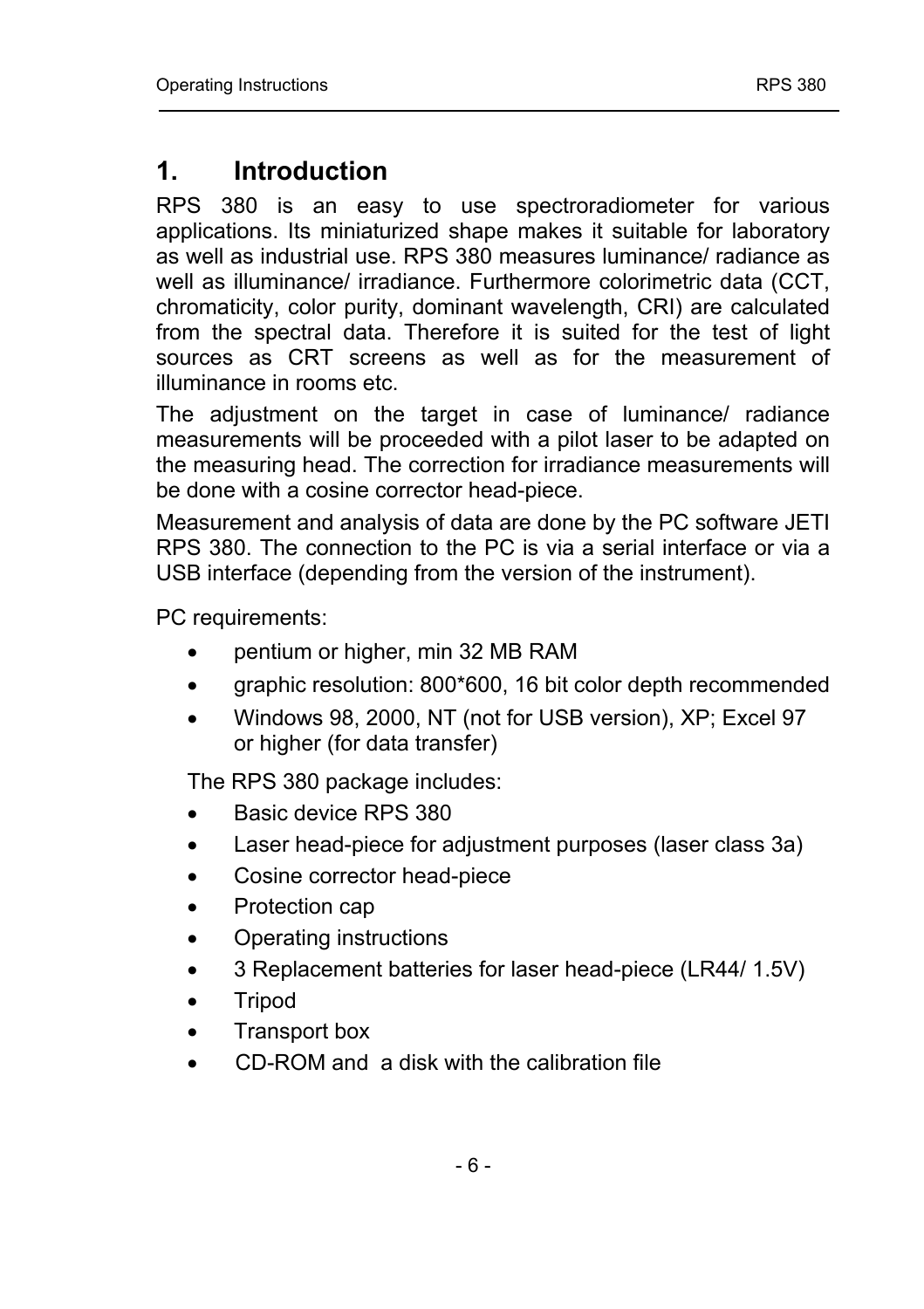# 1. Introduction

RPS 380 is an easy to use spectroradiometer for various applications. Its miniaturized shape makes it suitable for laboratory as well as industrial use. RPS 380 measures luminance/ radiance as well as illuminance/ irradiance. Furthermore colorimetric data (CCT, chromaticity, color purity, dominant wavelength, CRI) are calculated from the spectral data. Therefore it is suited for the test of light sources as CRT screens as well as for the measurement of illuminance in rooms etc.

The adjustment on the target in case of luminance/ radiance measurements will be proceeded with a pilot laser to be adapted on the measuring head. The correction for irradiance measurements will be done with a cosine corrector head-piece.

Measurement and analysis of data are done by the PC software JETI RPS 380. The connection to the PC is via a serial interface or via a USB interface (depending from the version of the instrument).

PC requirements:

- pentium or higher, min 32 MB RAM
- graphic resolution: 800*600, 16 bit color depth recommended
- Windows 98, 2000, NT (not for USB version), XP; Excel 97 or higher (for data transfer)

The RPS 380 package includes:

- Basic device RPS 380
- Laser head-piece for adjustment purposes (laser class 3a)
- Cosine corrector head-piece
- Protection cap
- Operating instructions
- 3 Replacement batteries for laser head-piece (LR44/ 1.5V)
- Tripod
- Transport box
- CD-ROM and a disk with the calibration file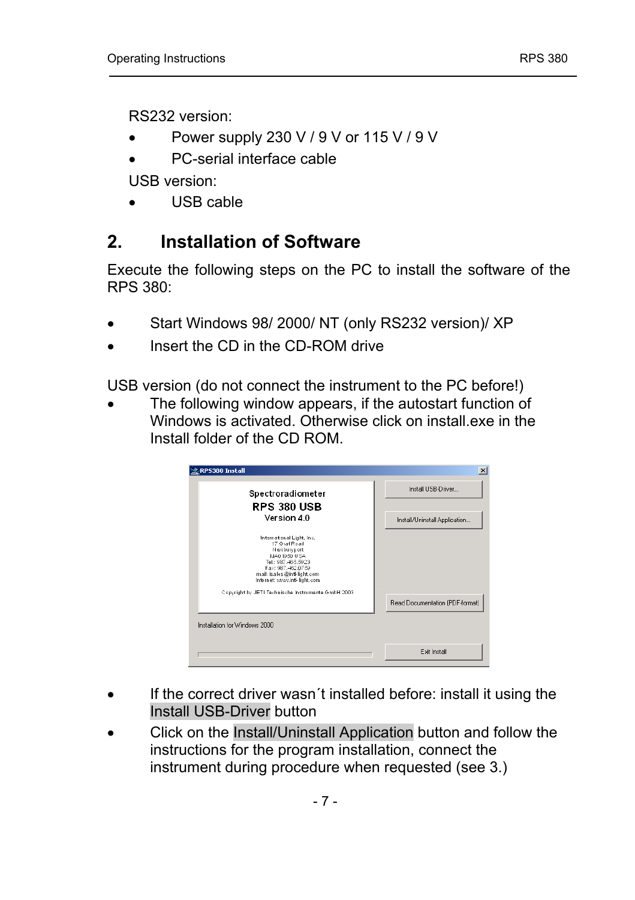RS232 version:

- Power supply 230 V / 9 V or 115 V / 9 V
- PC-serial interface cable

USB version:

- USB cable

## 2. Installation of Software

Execute the following steps on the PC to install the software of the RPS 380:

- Start Windows 98/ 2000/ NT (only RS232 version)/ XP
- Insert the CD in the CD-ROM drive

USB version (do not connect the instrument to the PC before!)

- The following window appears, if the autostart function of Windows is activated. Otherwise click on install.exe in the Install folder of the CD ROM.

- If the correct driver wasn´t installed before: install it using the Install USB-Driver button
- Click on the Install/Uninstall Application button and follow the instructions for the program installation, connect the instrument during procedure when requested (see 3.)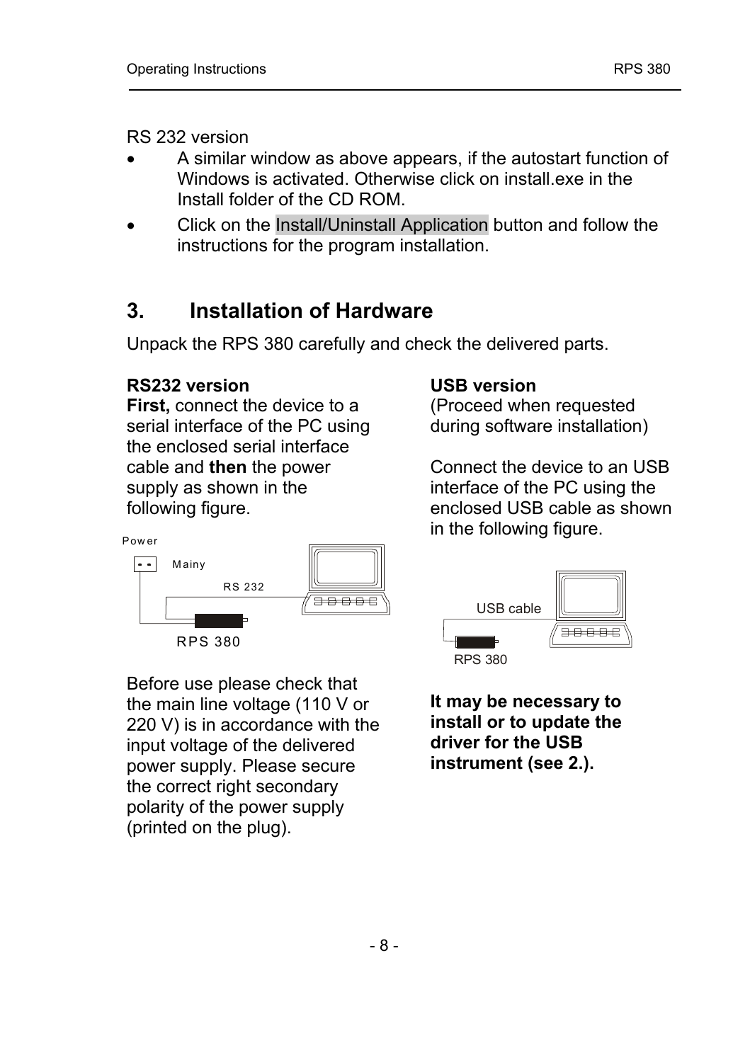RS 232 version

- A similar window as above appears, if the autostart function of Windows is activated. Otherwise click on install.exe in the Install folder of the CD ROM.
- Click on the Install/Uninstall Application button and follow the instructions for the program installation.

# 3. Installation of Hardware

Unpack the RPS 380 carefully and check the delivered parts.

**RS232 version**
**First,** connect the device to a serial interface of the PC using the enclosed serial interface cable and **then** the power supply as shown in the following figure.

Power
Mainy
RS 232
RPS 380

Before use please check that the main line voltage (110 V or 220 V) is in accordance with the input voltage of the delivered power supply. Please secure the correct right secondary polarity of the power supply (printed on the plug).

**USB version**
(Proceed when requested during software installation)

Connect the device to an USB interface of the PC using the enclosed USB cable as shown in the following figure.

USB cable
RPS 380

**It may be necessary to install or to update the driver for the USB instrument (see 2.).**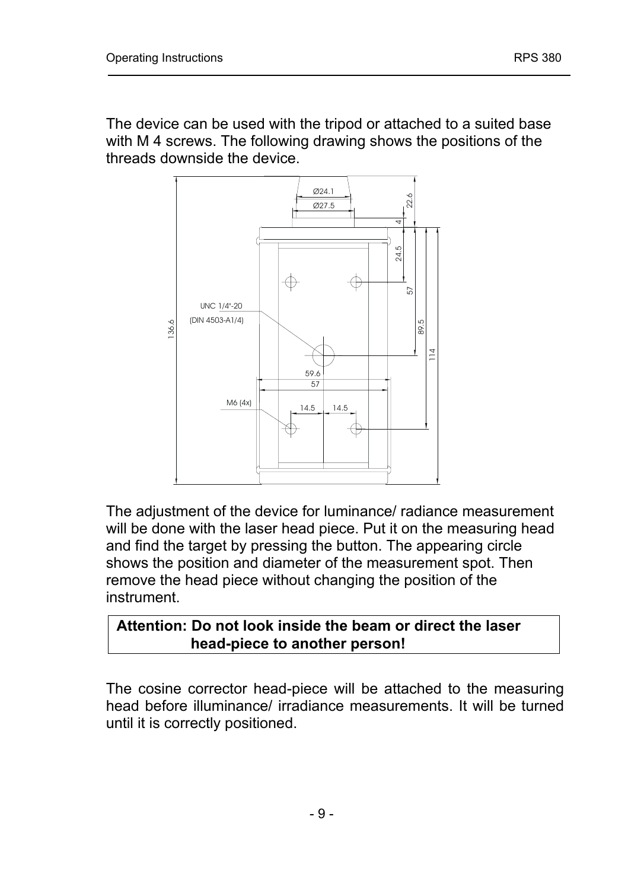The device can be used with the tripod or attached to a suited base with M 4 screws. The following drawing shows the positions of the threads downside the device.

Ø24.1
Ø27.5
22.6
4
24.5
57
89.5
114
136.6
UNC 1/4"-20
(DIN 4503-A1/4)
59.6
57
M6 (4x)
14.5 14.5

The adjustment of the device for luminance/ radiance measurement will be done with the laser head piece. Put it on the measuring head and find the target by pressing the button. The appearing circle shows the position and diameter of the measurement spot. Then remove the head piece without changing the position of the instrument.

| **Attention: Do not look inside the beam or direct the laser head-piece to another person!** |
|---|

The cosine corrector head-piece will be attached to the measuring head before illuminance/ irradiance measurements. It will be turned until it is correctly positioned.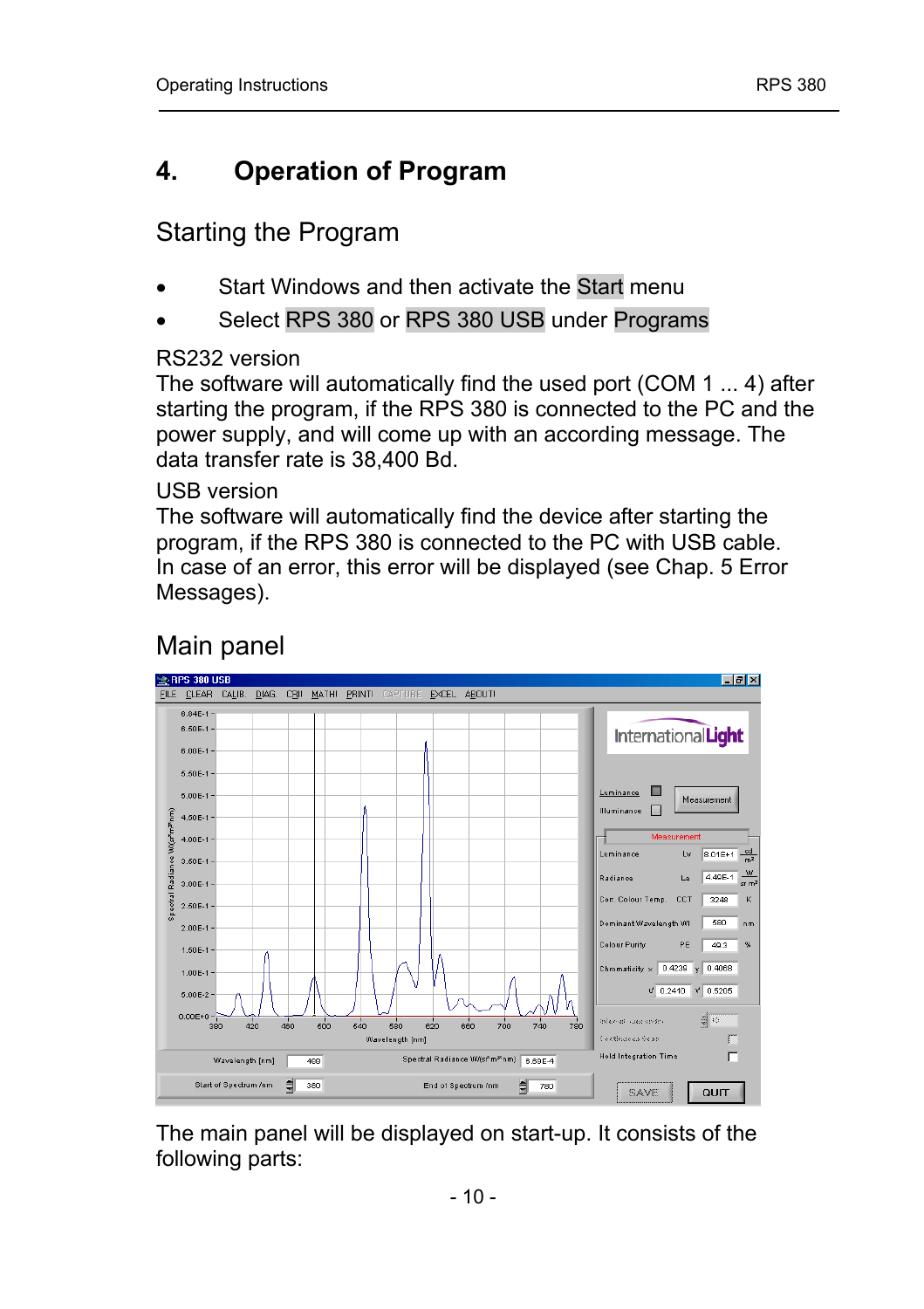# 4. Operation of Program

## Starting the Program

- Start Windows and then activate the Start menu
- Select RPS 380 or RPS 380 USB under Programs

RS232 version
The software will automatically find the used port (COM 1 ... 4) after starting the program, if the RPS 380 is connected to the PC and the power supply, and will come up with an according message. The data transfer rate is 38,400 Bd.

USB version
The software will automatically find the device after starting the program, if the RPS 380 is connected to the PC with USB cable.
In case of an error, this error will be displayed (see Chap. 5 Error Messages).

## Main panel

The main panel will be displayed on start-up. It consists of the following parts: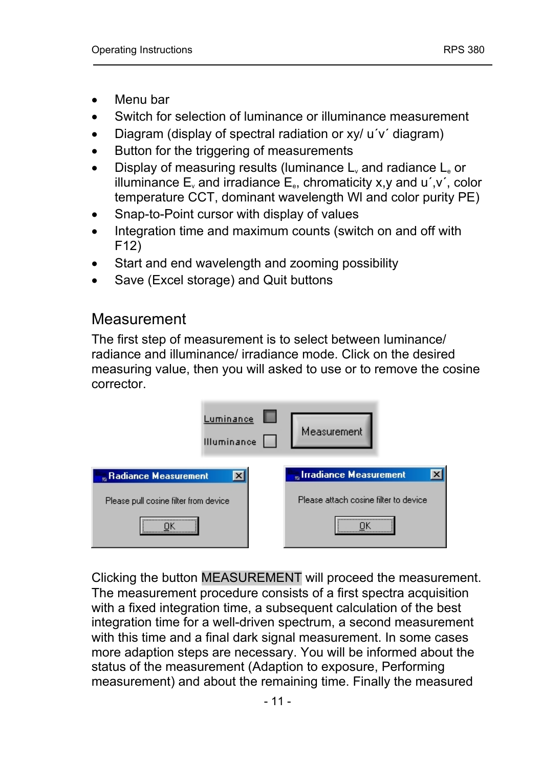- Menu bar
- Switch for selection of luminance or illuminance measurement
- Diagram (display of spectral radiation or xy/ u´v´ diagram)
- Button for the triggering of measurements
- Display of measuring results (luminance $L_v$ and radiance $L_e$ or illuminance $E_v$ and irradiance $E_e$, chromaticity x,y and u´,v´, color temperature CCT, dominant wavelength Wl and color purity PE)
- Snap-to-Point cursor with display of values
- Integration time and maximum counts (switch on and off with F12)
- Start and end wavelength and zooming possibility
- Save (Excel storage) and Quit buttons

## Measurement

The first step of measurement is to select between luminance/ radiance and illuminance/ irradiance mode. Click on the desired measuring value, then you will asked to use or to remove the cosine corrector.

Clicking the button MEASUREMENT will proceed the measurement. The measurement procedure consists of a first spectra acquisition with a fixed integration time, a subsequent calculation of the best integration time for a well-driven spectrum, a second measurement with this time and a final dark signal measurement. In some cases more adaption steps are necessary. You will be informed about the status of the measurement (Adaption to exposure, Performing measurement) and about the remaining time. Finally the measured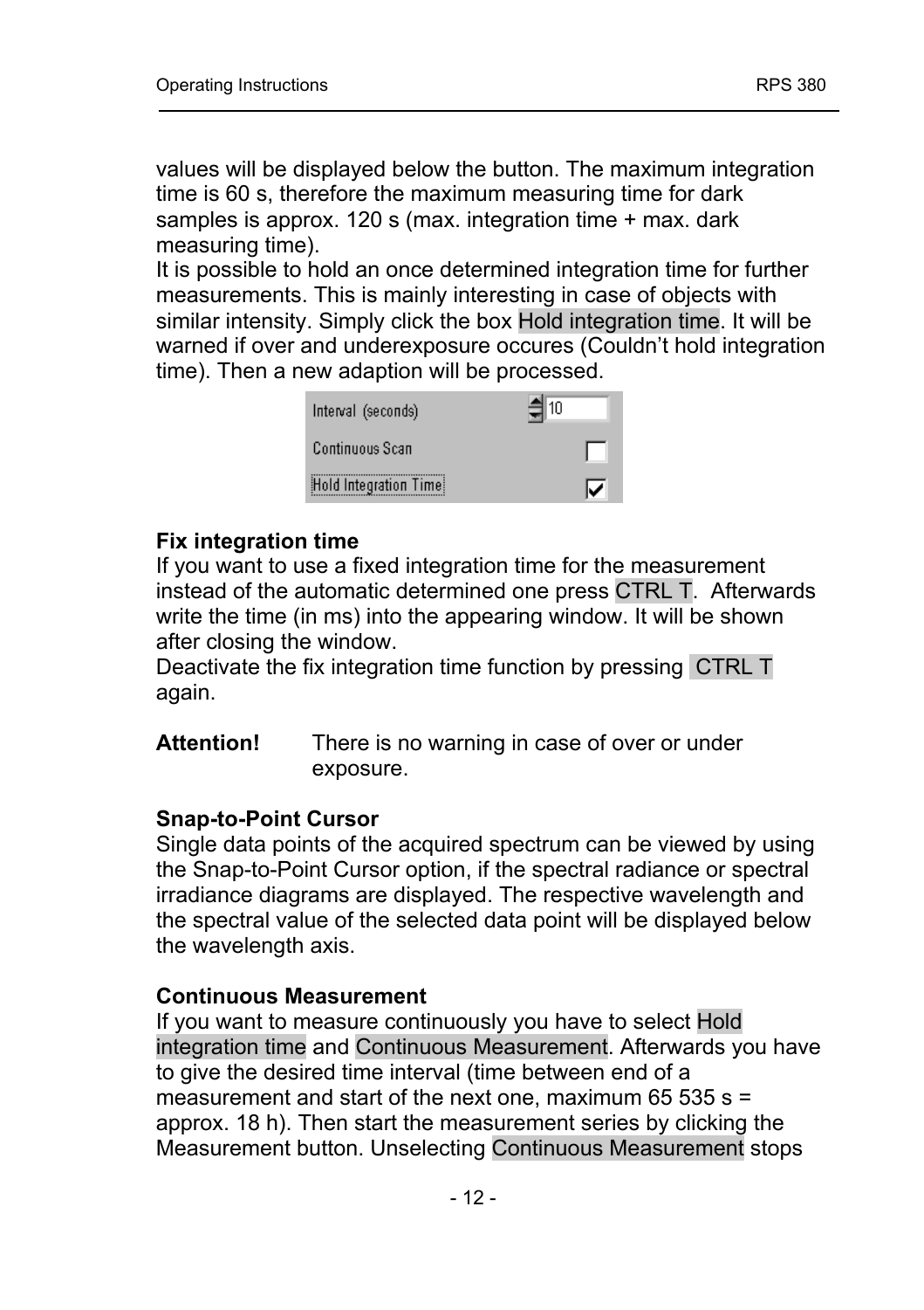values will be displayed below the button. The maximum integration time is 60 s, therefore the maximum measuring time for dark samples is approx. 120 s (max. integration time + max. dark measuring time).
It is possible to hold an once determined integration time for further measurements. This is mainly interesting in case of objects with similar intensity. Simply click the box Hold integration time. It will be warned if over and underexposure occures (Couldn't hold integration time). Then a new adaption will be processed.

| Interval (seconds) | 10 |
| --- | --- |
| Continuous Scan | ☐ |
| Hold Integration Time | ☑ |

**Fix integration time**
If you want to use a fixed integration time for the measurement instead of the automatic determined one press CTRL T. Afterwards write the time (in ms) into the appearing window. It will be shown after closing the window.
Deactivate the fix integration time function by pressing CTRL T again.

**Attention!** There is no warning in case of over or under exposure.

**Snap-to-Point Cursor**
Single data points of the acquired spectrum can be viewed by using the Snap-to-Point Cursor option, if the spectral radiance or spectral irradiance diagrams are displayed. The respective wavelength and the spectral value of the selected data point will be displayed below the wavelength axis.

**Continuous Measurement**
If you want to measure continuously you have to select Hold integration time and Continuous Measurement. Afterwards you have to give the desired time interval (time between end of a measurement and start of the next one, maximum 65 535 s = approx. 18 h). Then start the measurement series by clicking the Measurement button. Unselecting Continuous Measurement stops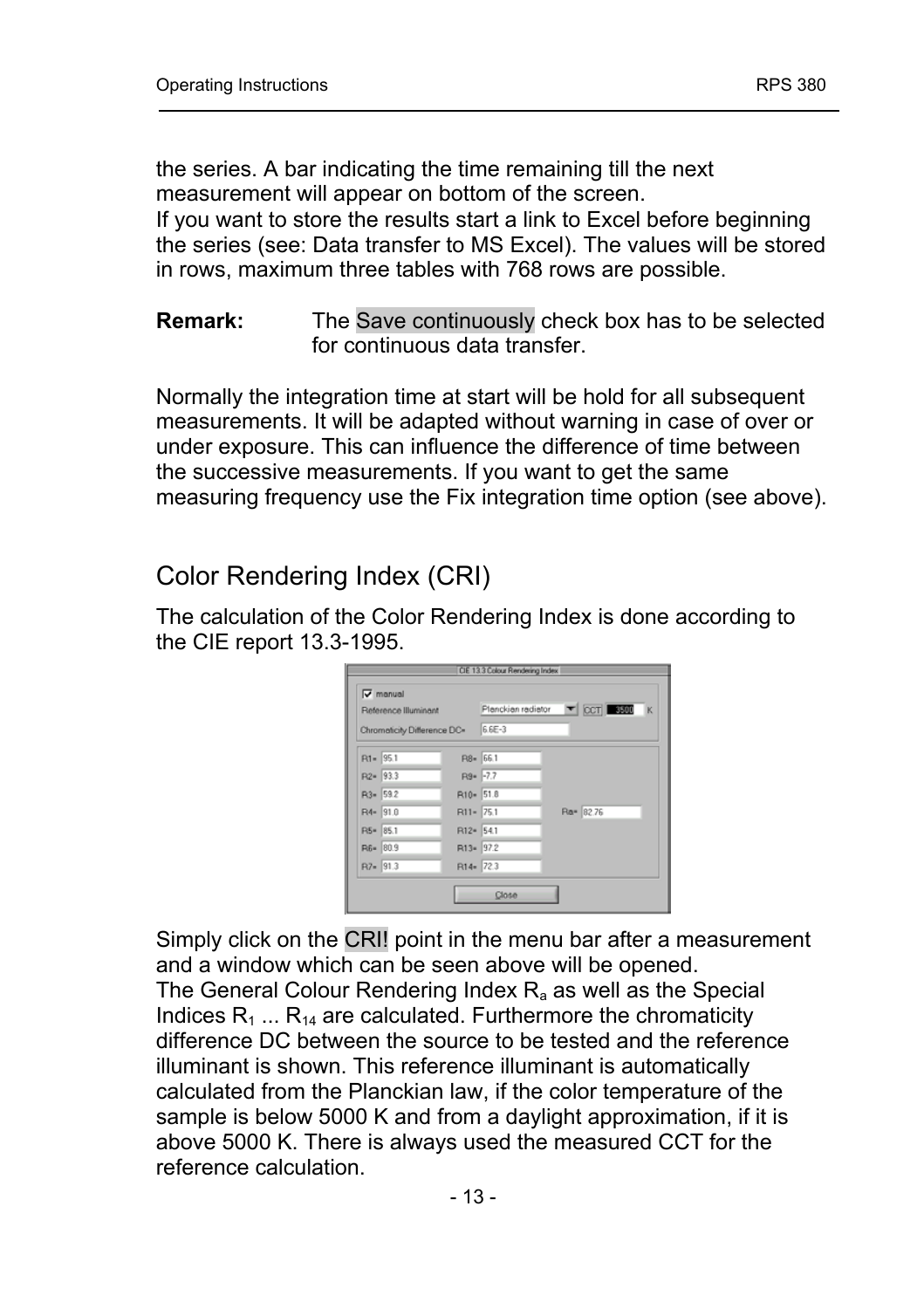the series. A bar indicating the time remaining till the next measurement will appear on bottom of the screen.
If you want to store the results start a link to Excel before beginning the series (see: Data transfer to MS Excel). The values will be stored in rows, maximum three tables with 768 rows are possible.

**Remark:** The Save continuously check box has to be selected for continuous data transfer.

Normally the integration time at start will be hold for all subsequent measurements. It will be adapted without warning in case of over or under exposure. This can influence the difference of time between the successive measurements. If you want to get the same measuring frequency use the Fix integration time option (see above).

## Color Rendering Index (CRI)

The calculation of the Color Rendering Index is done according to the CIE report 13.3-1995.

Simply click on the CRI! point in the menu bar after a measurement and a window which can be seen above will be opened.
The General Colour Rendering Index $R_a$ as well as the Special Indices $R_1$ ... $R_{14}$ are calculated. Furthermore the chromaticity difference DC between the source to be tested and the reference illuminant is shown. This reference illuminant is automatically calculated from the Planckian law, if the color temperature of the sample is below 5000 K and from a daylight approximation, if it is above 5000 K. There is always used the measured CCT for the reference calculation.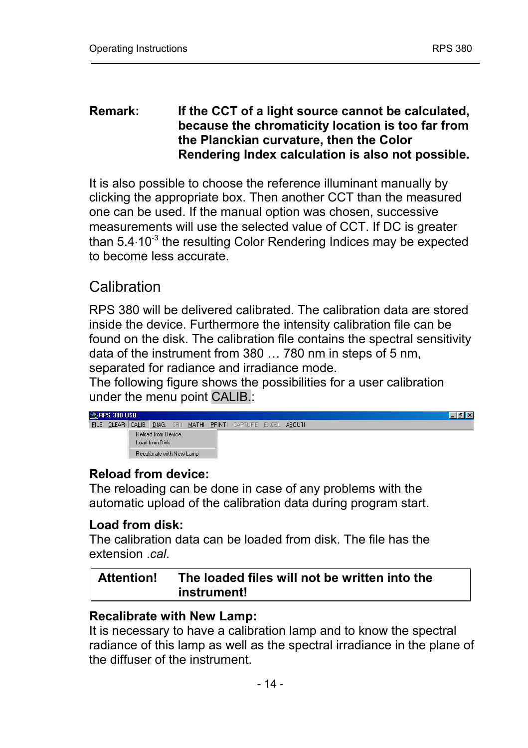**Remark:** **If the CCT of a light source cannot be calculated, because the chromaticity location is too far from the Planckian curvature, then the Color Rendering Index calculation is also not possible.**

It is also possible to choose the reference illuminant manually by clicking the appropriate box. Then another CCT than the measured one can be used. If the manual option was chosen, successive measurements will use the selected value of CCT. If DC is greater than $5.4 \cdot 10^{-3}$ the resulting Color Rendering Indices may be expected to become less accurate.

## Calibration

RPS 380 will be delivered calibrated. The calibration data are stored inside the device. Furthermore the intensity calibration file can be found on the disk. The calibration file contains the spectral sensitivity data of the instrument from 380 … 780 nm in steps of 5 nm, separated for radiance and irradiance mode.
The following figure shows the possibilities for a user calibration under the menu point CALIB.:

RPS 380 USB
FILE CLEAR CALIB DIAG. CRII MATH! PRINT! CAPTURE EXCEL ABOUT!
Reload from Device
Load from Disk
Recalibrate with New Lamp

**Reload from device:**
The reloading can be done in case of any problems with the automatic upload of the calibration data during program start.

**Load from disk:**
The calibration data can be loaded from disk. The file has the extension *.cal*.

| **Attention!** | **The loaded files will not be written into the instrument!** |
|---|---|

**Recalibrate with New Lamp:**
It is necessary to have a calibration lamp and to know the spectral radiance of this lamp as well as the spectral irradiance in the plane of the diffuser of the instrument.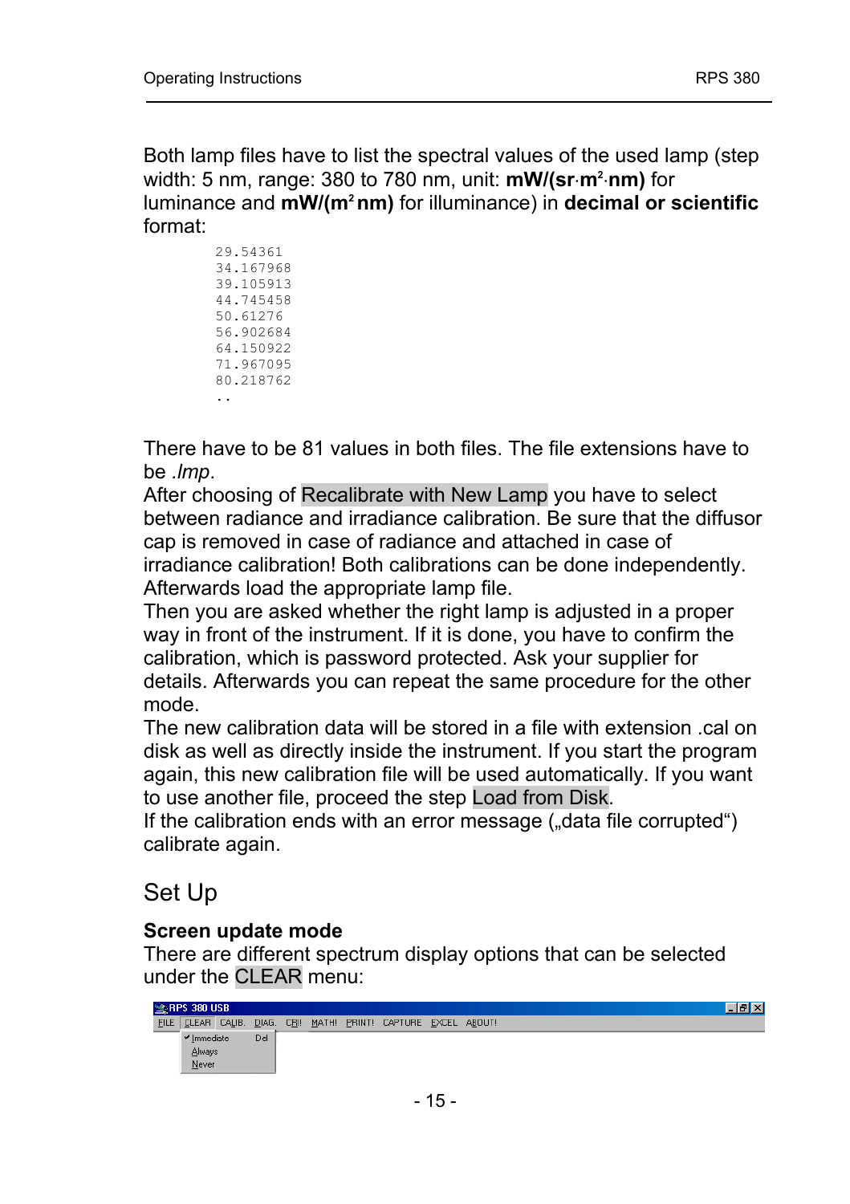Both lamp files have to list the spectral values of the used lamp (step width: 5 nm, range: 380 to 780 nm, unit: **mW/(sr·m²·nm)** for luminance and **mW/(m² nm)** for illuminance) in **decimal or scientific** format:

```
29.54361
34.167968
39.105913
44.745458
50.61276
56.902684
64.150922
71.967095
80.218762
..
```

There have to be 81 values in both files. The file extensions have to be *.lmp*.

After choosing of Recalibrate with New Lamp you have to select between radiance and irradiance calibration. Be sure that the diffusor cap is removed in case of radiance and attached in case of irradiance calibration! Both calibrations can be done independently. Afterwards load the appropriate lamp file.

Then you are asked whether the right lamp is adjusted in a proper way in front of the instrument. If it is done, you have to confirm the calibration, which is password protected. Ask your supplier for details. Afterwards you can repeat the same procedure for the other mode.

The new calibration data will be stored in a file with extension .cal on disk as well as directly inside the instrument. If you start the program again, this new calibration file will be used automatically. If you want to use another file, proceed the step Load from Disk.

If the calibration ends with an error message („data file corrupted") calibrate again.

## Set Up

### Screen update mode

There are different spectrum display options that can be selected under the CLEAR menu:

RPS 380 USB

FILE CLEAR CALIB. DIAG. CRI! MATH! PRINT! CAPTURE EXCEL ABOUT!

✔ Immediate Del
Always
Never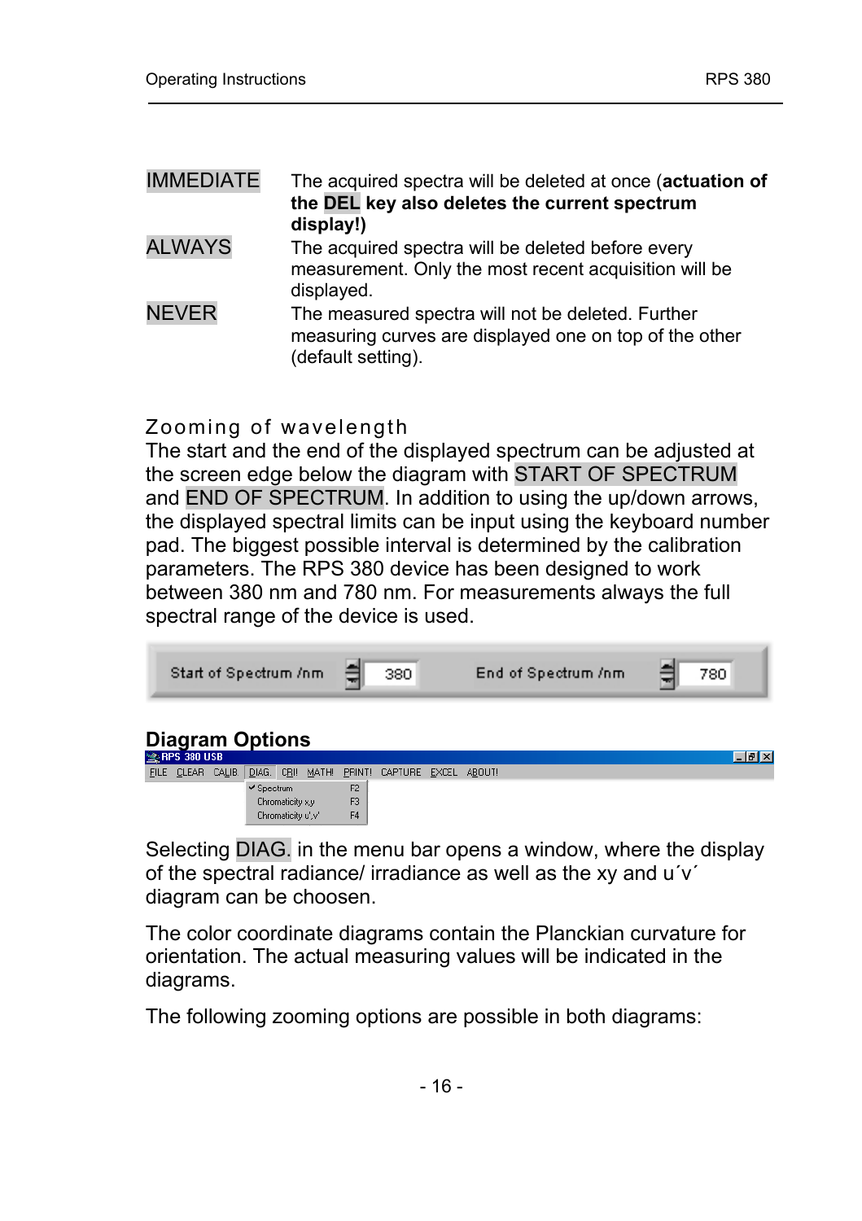| | |
|---|---|
| IMMEDIATE | The acquired spectra will be deleted at once (**actuation of the DEL key also deletes the current spectrum display!)** |
| ALWAYS | The acquired spectra will be deleted before every measurement. Only the most recent acquisition will be displayed. |
| NEVER | The measured spectra will not be deleted. Further measuring curves are displayed one on top of the other (default setting). |

Zooming of wavelength

The start and the end of the displayed spectrum can be adjusted at the screen edge below the diagram with START OF SPECTRUM and END OF SPECTRUM. In addition to using the up/down arrows, the displayed spectral limits can be input using the keyboard number pad. The biggest possible interval is determined by the calibration parameters. The RPS 380 device has been designed to work between 380 nm and 780 nm. For measurements always the full spectral range of the device is used.

Start of Spectrum /nm 380 End of Spectrum /nm 780

## Diagram Options

RPS 380 USB

FILE CLEAR CALIB DIAG. CRI! MATH! PRINT! CAPTURE EXCEL ABOUT!

✔ Spectrum F2
Chromaticity x,y F3
Chromaticity u',v' F4

Selecting DIAG. in the menu bar opens a window, where the display of the spectral radiance/ irradiance as well as the xy and u´v´ diagram can be choosen.

The color coordinate diagrams contain the Planckian curvature for orientation. The actual measuring values will be indicated in the diagrams.

The following zooming options are possible in both diagrams: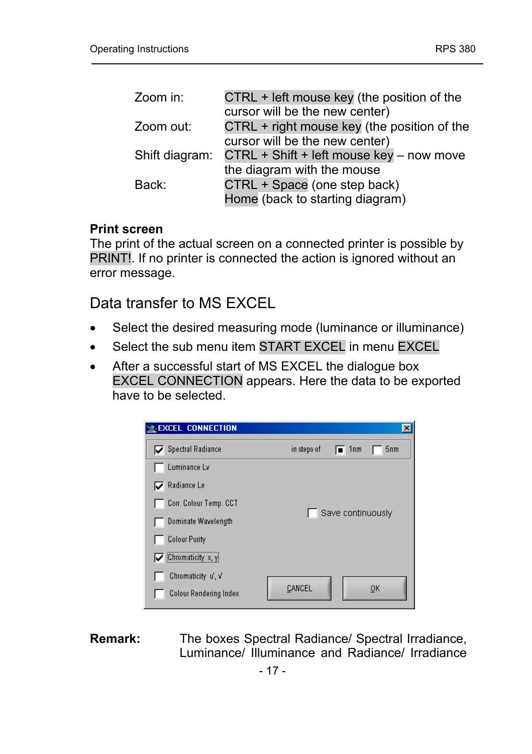| | |
|---|---|
| Zoom in: | CTRL + left mouse key (the position of the cursor will be the new center) |
| Zoom out: | CTRL + right mouse key (the position of the cursor will be the new center) |
| Shift diagram: | CTRL + Shift + left mouse key – now move the diagram with the mouse |
| Back: | CTRL + Space (one step back)<br>Home (back to starting diagram) |

**Print screen**
The print of the actual screen on a connected printer is possible by PRINT!. If no printer is connected the action is ignored without an error message.

## Data transfer to MS EXCEL

- Select the desired measuring mode (luminance or illuminance)
- Select the sub menu item START EXCEL in menu EXCEL
- After a successful start of MS EXCEL the dialogue box EXCEL CONNECTION appears. Here the data to be exported have to be selected.

EXCEL CONNECTION

- [x] Spectral Radiance — in steps of [x] 1nm [ ] 5nm
- [ ] Luminance Lv
- [x] Radiance Le
- [ ] Corr. Colour Temp. CCT
- [ ] Dominate Wavelength
- [ ] Colour Purity
- [x] Chromaticity x, y
- [ ] Chromaticity u', v'
- [ ] Colour Rendering Index

[ ] Save continuously

CANCEL | OK

**Remark:** The boxes Spectral Radiance/ Spectral Irradiance, Luminance/ Illuminance and Radiance/ Irradiance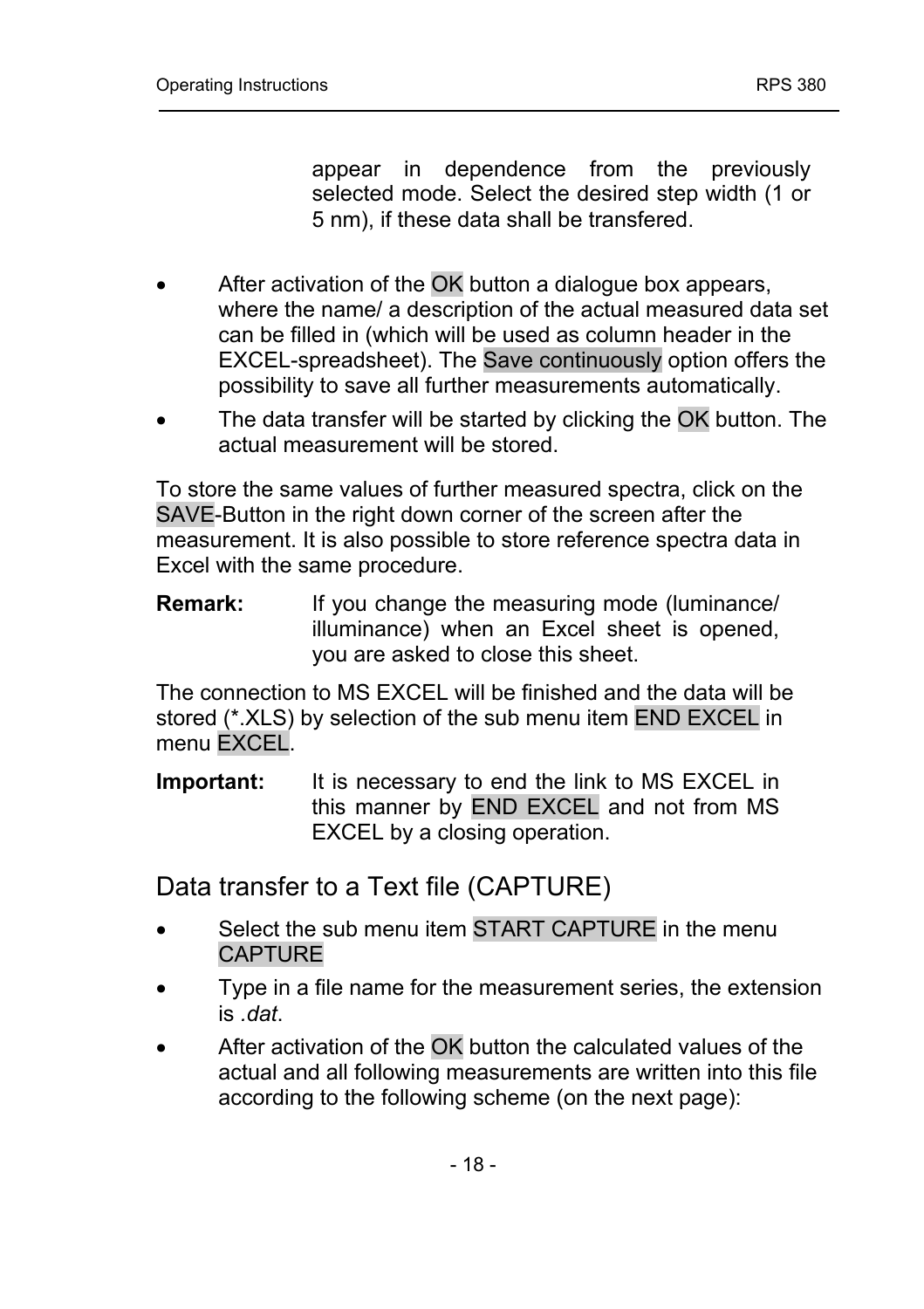appear in dependence from the previously selected mode. Select the desired step width (1 or 5 nm), if these data shall be transfered.

- After activation of the OK button a dialogue box appears, where the name/ a description of the actual measured data set can be filled in (which will be used as column header in the EXCEL-spreadsheet). The Save continuously option offers the possibility to save all further measurements automatically.
- The data transfer will be started by clicking the OK button. The actual measurement will be stored.

To store the same values of further measured spectra, click on the SAVE-Button in the right down corner of the screen after the measurement. It is also possible to store reference spectra data in Excel with the same procedure.

**Remark:** If you change the measuring mode (luminance/ illuminance) when an Excel sheet is opened, you are asked to close this sheet.

The connection to MS EXCEL will be finished and the data will be stored (*.XLS) by selection of the sub menu item END EXCEL in menu EXCEL.

**Important:** It is necessary to end the link to MS EXCEL in this manner by END EXCEL and not from MS EXCEL by a closing operation.

## Data transfer to a Text file (CAPTURE)

- Select the sub menu item START CAPTURE in the menu CAPTURE
- Type in a file name for the measurement series, the extension is *.dat*.
- After activation of the OK button the calculated values of the actual and all following measurements are written into this file according to the following scheme (on the next page):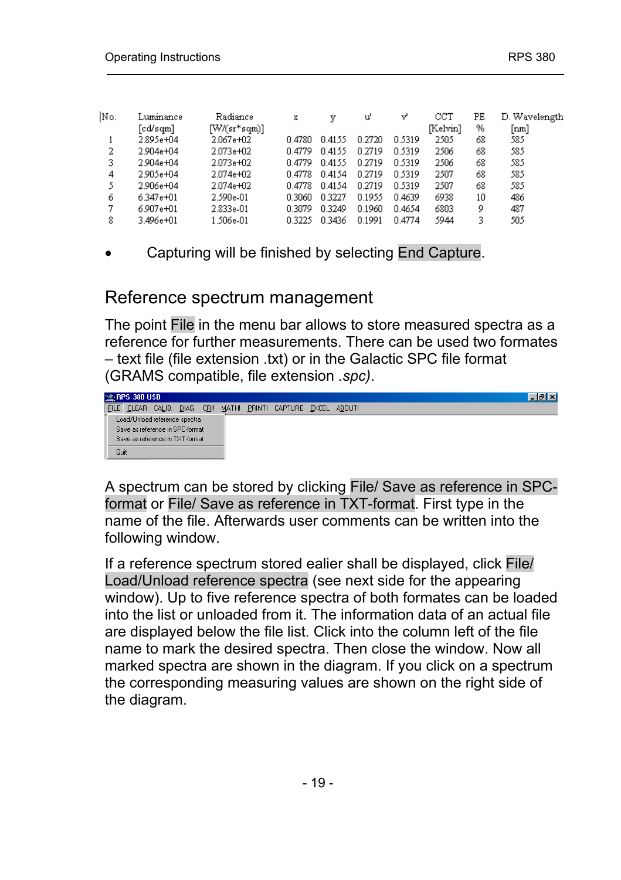| No. | Luminance [cd/sqm] | Radiance [W/(sr*sqm)] | x | y | u' | v' | CCT [Kelvin] | PE % | D. Wavelength [nm] |
|---|---|---|---|---|---|---|---|---|---|
| 1 | 2.895e+04 | 2.067e+02 | 0.4780 | 0.4155 | 0.2720 | 0.5319 | 2505 | 68 | 585 |
| 2 | 2.904e+04 | 2.073e+02 | 0.4779 | 0.4155 | 0.2719 | 0.5319 | 2506 | 68 | 585 |
| 3 | 2.904e+04 | 2.073e+02 | 0.4779 | 0.4155 | 0.2719 | 0.5319 | 2506 | 68 | 585 |
| 4 | 2.905e+04 | 2.074e+02 | 0.4778 | 0.4154 | 0.2719 | 0.5319 | 2507 | 68 | 585 |
| 5 | 2.906e+04 | 2.074e+02 | 0.4778 | 0.4154 | 0.2719 | 0.5319 | 2507 | 68 | 585 |
| 6 | 6.347e+01 | 2.590e-01 | 0.3060 | 0.3227 | 0.1955 | 0.4639 | 6938 | 10 | 486 |
| 7 | 6.907e+01 | 2.833e-01 | 0.3079 | 0.3249 | 0.1960 | 0.4654 | 6803 | 9 | 487 |
| 8 | 3.496e+01 | 1.506e-01 | 0.3225 | 0.3436 | 0.1991 | 0.4774 | 5944 | 3 | 505 |

- Capturing will be finished by selecting End Capture.

## Reference spectrum management

The point File in the menu bar allows to store measured spectra as a reference for further measurements. There can be used two formates – text file (file extension .txt) or in the Galactic SPC file format (GRAMS compatible, file extension *.spc)*.

RPS 380 USB

FILE CLEAR CALIB DIAG. CRI! MATH! PRINT! CAPTURE EXCEL ABOUT!

Load/Unload reference spectra
Save as reference in SPC-format
Save as reference in TXT-format
Quit

A spectrum can be stored by clicking File/ Save as reference in SPC-format or File/ Save as reference in TXT-format. First type in the name of the file. Afterwards user comments can be written into the following window.

If a reference spectrum stored ealier shall be displayed, click File/ Load/Unload reference spectra (see next side for the appearing window). Up to five reference spectra of both formates can be loaded into the list or unloaded from it. The information data of an actual file are displayed below the file list. Click into the column left of the file name to mark the desired spectra. Then close the window. Now all marked spectra are shown in the diagram. If you click on a spectrum the corresponding measuring values are shown on the right side of the diagram.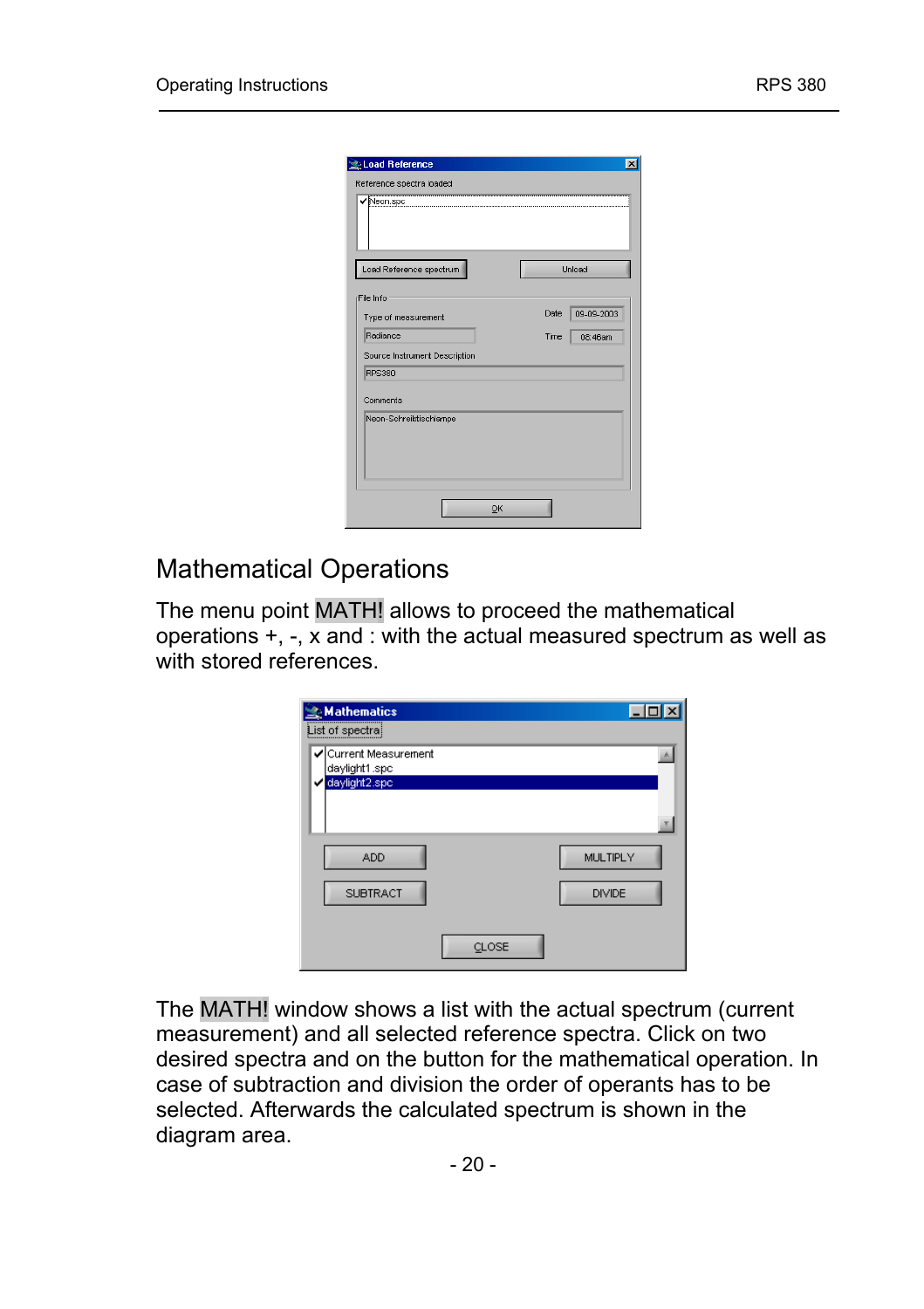## Mathematical Operations

The menu point MATH! allows to proceed the mathematical operations +, -, x and : with the actual measured spectrum as well as with stored references.

The MATH! window shows a list with the actual spectrum (current measurement) and all selected reference spectra. Click on two desired spectra and on the button for the mathematical operation. In case of subtraction and division the order of operants has to be selected. Afterwards the calculated spectrum is shown in the diagram area.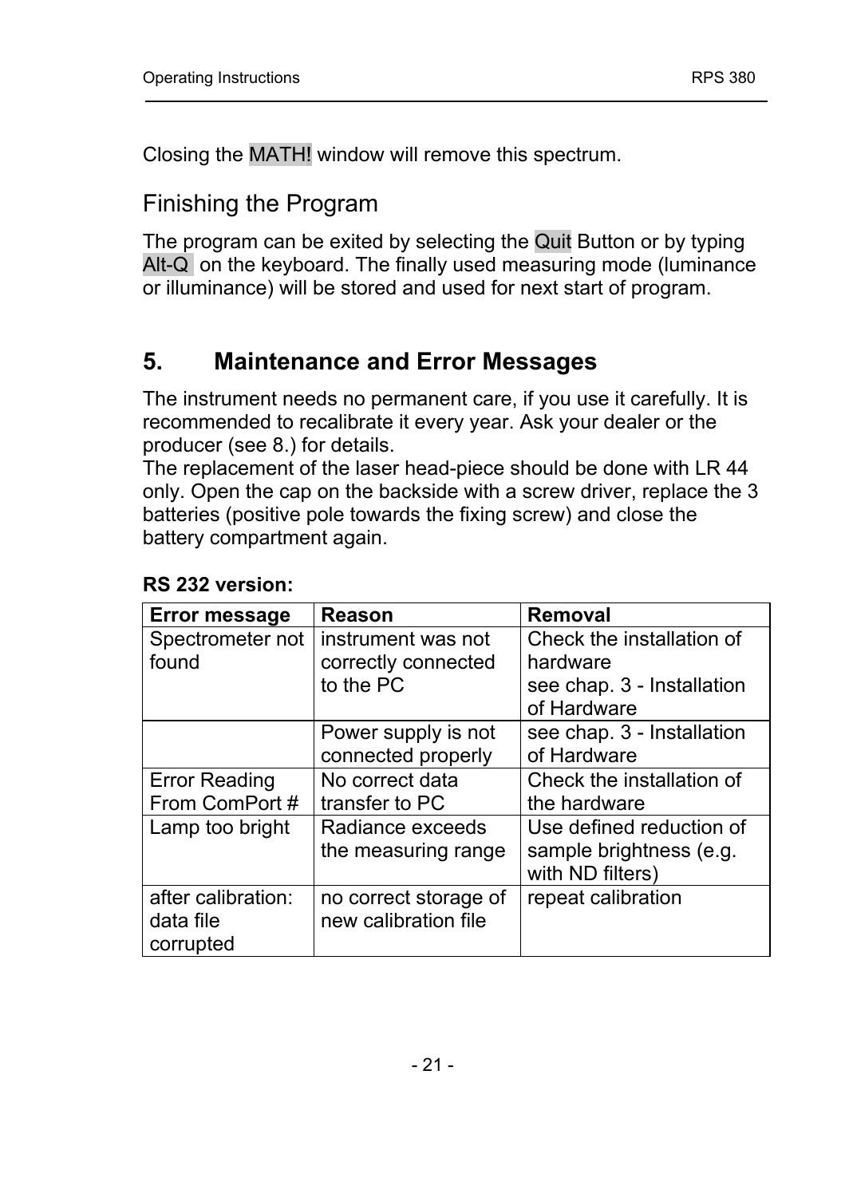Closing the MATH! window will remove this spectrum.

## Finishing the Program

The program can be exited by selecting the Quit Button or by typing Alt-Q on the keyboard. The finally used measuring mode (luminance or illuminance) will be stored and used for next start of program.

# 5. Maintenance and Error Messages

The instrument needs no permanent care, if you use it carefully. It is recommended to recalibrate it every year. Ask your dealer or the producer (see 8.) for details.
The replacement of the laser head-piece should be done with LR 44 only. Open the cap on the backside with a screw driver, replace the 3 batteries (positive pole towards the fixing screw) and close the battery compartment again.

**RS 232 version:**

| Error message | Reason | Removal |
|---|---|---|
| Spectrometer not found | instrument was not correctly connected to the PC | Check the installation of hardware<br>see chap. 3 - Installation of Hardware |
| | Power supply is not connected properly | see chap. 3 - Installation of Hardware |
| Error Reading From ComPort # | No correct data transfer to PC | Check the installation of the hardware |
| Lamp too bright | Radiance exceeds the measuring range | Use defined reduction of sample brightness (e.g. with ND filters) |
| after calibration: data file corrupted | no correct storage of new calibration file | repeat calibration |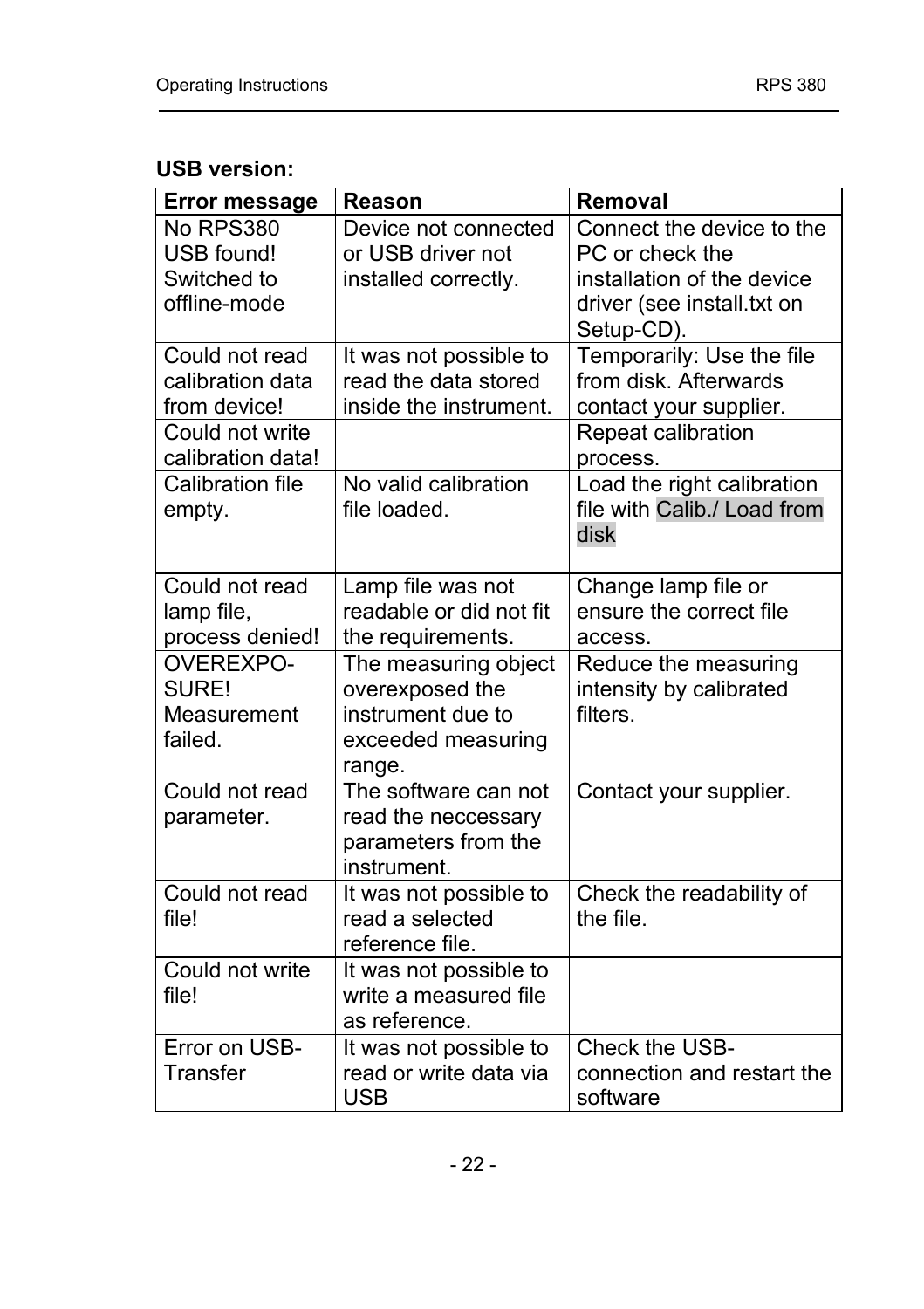**USB version:**

| Error message | Reason | Removal |
| --- | --- | --- |
| No RPS380 USB found! Switched to offline-mode | Device not connected or USB driver not installed correctly. | Connect the device to the PC or check the installation of the device driver (see install.txt on Setup-CD). |
| Could not read calibration data from device! | It was not possible to read the data stored inside the instrument. | Temporarily: Use the file from disk. Afterwards contact your supplier. |
| Could not write calibration data! | | Repeat calibration process. |
| Calibration file empty. | No valid calibration file loaded. | Load the right calibration file with Calib./ Load from disk |
| Could not read lamp file, process denied! | Lamp file was not readable or did not fit the requirements. | Change lamp file or ensure the correct file access. |
| OVEREXPO-SURE! Measurement failed. | The measuring object overexposed the instrument due to exceeded measuring range. | Reduce the measuring intensity by calibrated filters. |
| Could not read parameter. | The software can not read the neccessary parameters from the instrument. | Contact your supplier. |
| Could not read file! | It was not possible to read a selected reference file. | Check the readability of the file. |
| Could not write file! | It was not possible to write a measured file as reference. | |
| Error on USB-Transfer | It was not possible to read or write data via USB | Check the USB-connection and restart the software |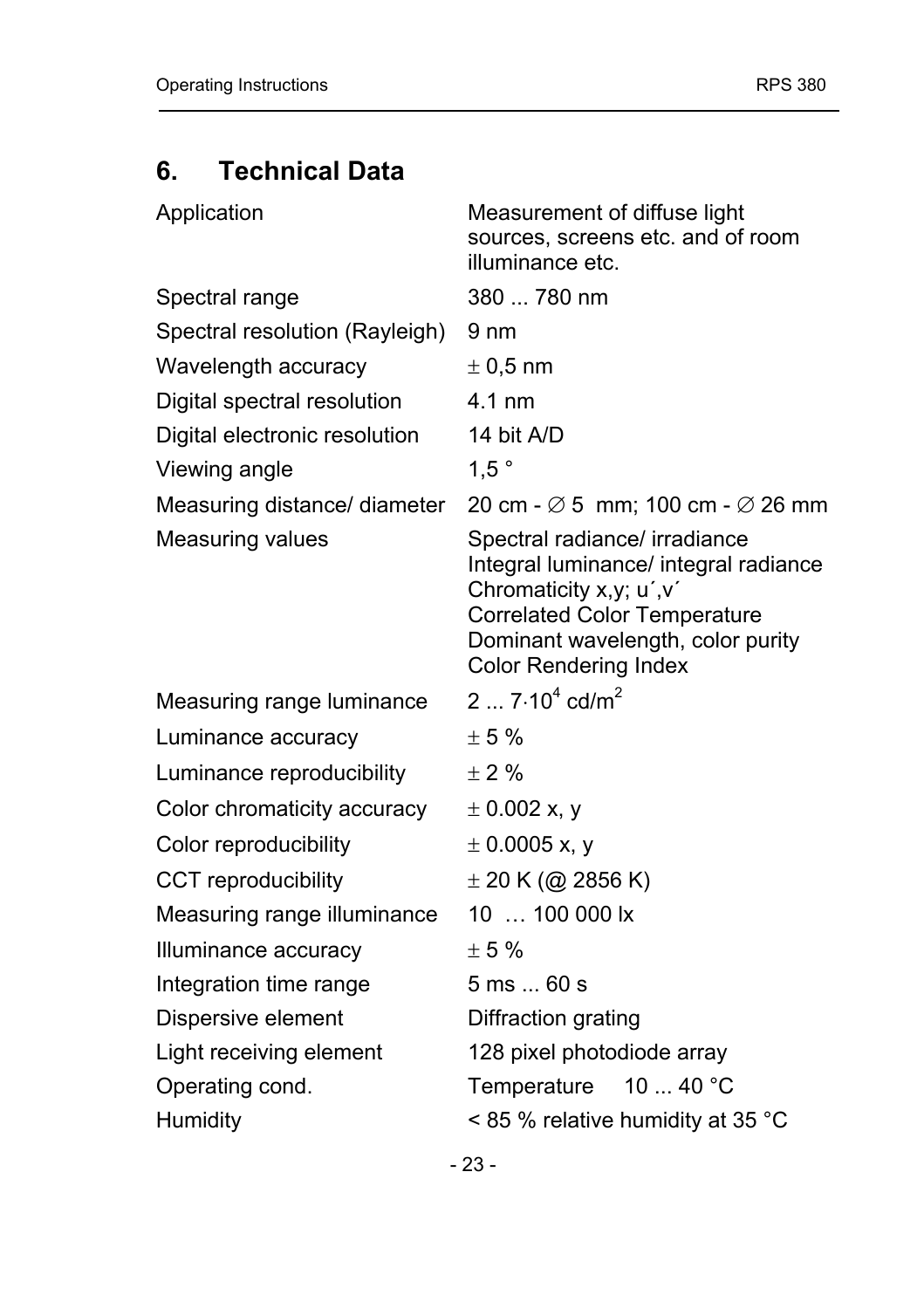# 6. Technical Data

| | |
|---|---|
| Application | Measurement of diffuse light sources, screens etc. and of room illuminance etc. |
| Spectral range | 380 ... 780 nm |
| Spectral resolution (Rayleigh) | 9 nm |
| Wavelength accuracy | ± 0,5 nm |
| Digital spectral resolution | 4.1 nm |
| Digital electronic resolution | 14 bit A/D |
| Viewing angle | 1,5 ° |
| Measuring distance/ diameter | 20 cm - ∅ 5 mm; 100 cm - ∅ 26 mm |
| Measuring values | Spectral radiance/ irradiance<br>Integral luminance/ integral radiance<br>Chromaticity x,y; u´,v´<br>Correlated Color Temperature<br>Dominant wavelength, color purity<br>Color Rendering Index |
| Measuring range luminance | 2 ... $7 \cdot 10^4$ cd/m$^2$ |
| Luminance accuracy | ± 5 % |
| Luminance reproducibility | ± 2 % |
| Color chromaticity accuracy | ± 0.002 x, y |
| Color reproducibility | ± 0.0005 x, y |
| CCT reproducibility | ± 20 K (@ 2856 K) |
| Measuring range illuminance | 10 … 100 000 lx |
| Illuminance accuracy | ± 5 % |
| Integration time range | 5 ms ... 60 s |
| Dispersive element | Diffraction grating |
| Light receiving element | 128 pixel photodiode array |
| Operating cond. | Temperature 10 ... 40 °C |
| Humidity | < 85 % relative humidity at 35 °C |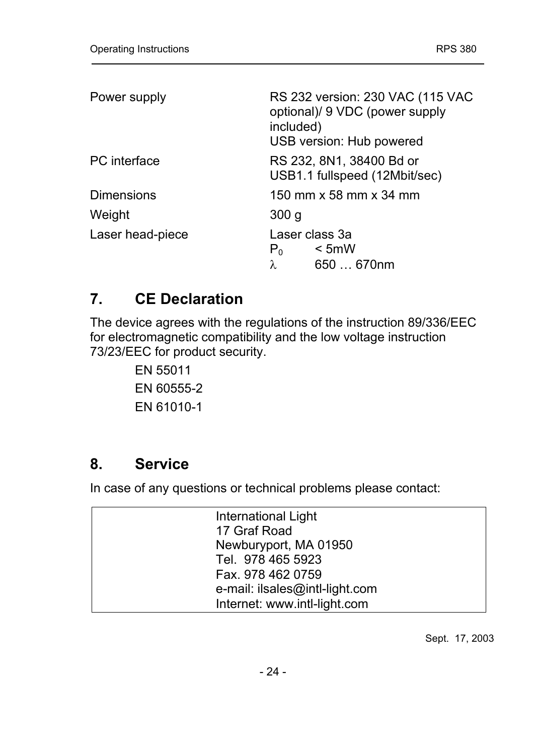| | |
|---|---|
| Power supply | RS 232 version: 230 VAC (115 VAC optional)/ 9 VDC (power supply included)<br>USB version: Hub powered |
| PC interface | RS 232, 8N1, 38400 Bd or<br>USB1.1 fullspeed (12Mbit/sec) |
| Dimensions | 150 mm x 58 mm x 34 mm |
| Weight | 300 g |
| Laser head-piece | Laser class 3a<br>$P_0$ < 5mW<br>$\lambda$ 650 … 670nm |

## 7. CE Declaration

The device agrees with the regulations of the instruction 89/336/EEC for electromagnetic compatibility and the low voltage instruction 73/23/EEC for product security.

EN 55011
EN 60555-2
EN 61010-1

## 8. Service

In case of any questions or technical problems please contact:

International Light
17 Graf Road
Newburyport, MA 01950
Tel. 978 465 5923
Fax. 978 462 0759
e-mail: ilsales@intl-light.com
Internet: www.intl-light.com

Sept. 17, 2003